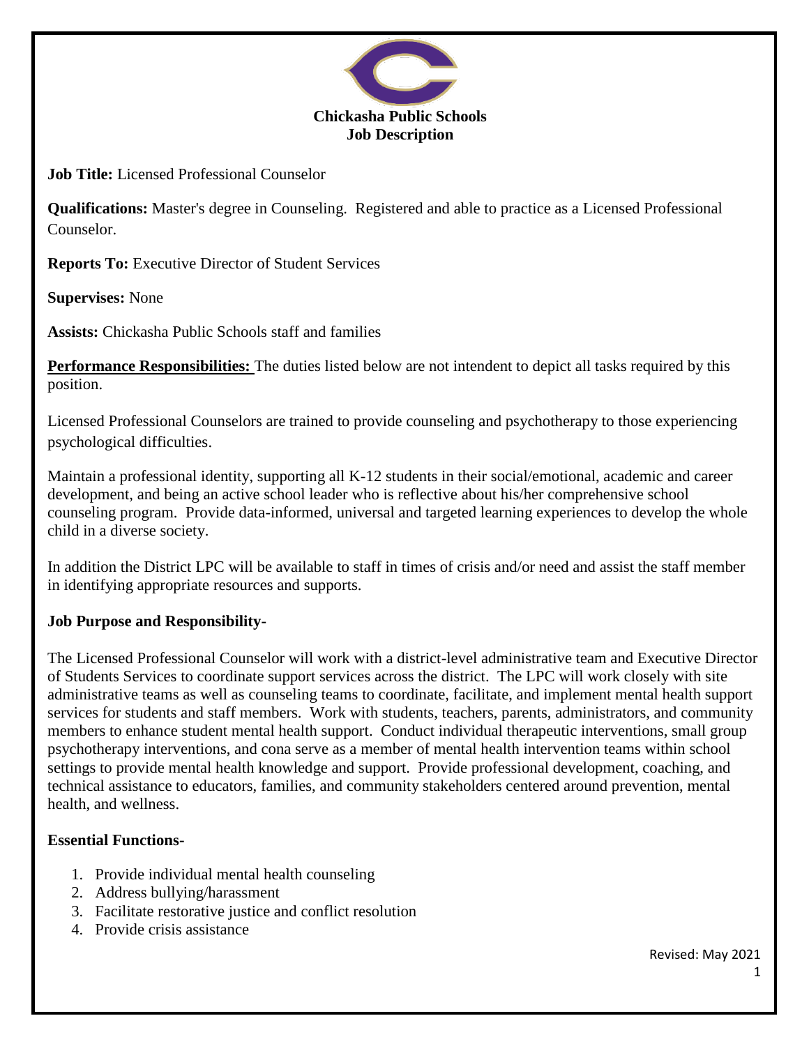**Chickasha Public Schools**
**Job Description**

**Job Title:** Licensed Professional Counselor

**Qualifications:** Master's degree in Counseling. Registered and able to practice as a Licensed Professional Counselor.

**Reports To:** Executive Director of Student Services

**Supervises:** None

**Assists:** Chickasha Public Schools staff and families

**<u>Performance Responsibilities:</u>** The duties listed below are not intendent to depict all tasks required by this position.

Licensed Professional Counselors are trained to provide counseling and psychotherapy to those experiencing psychological difficulties.

Maintain a professional identity, supporting all K-12 students in their social/emotional, academic and career development, and being an active school leader who is reflective about his/her comprehensive school counseling program. Provide data-informed, universal and targeted learning experiences to develop the whole child in a diverse society.

In addition the District LPC will be available to staff in times of crisis and/or need and assist the staff member in identifying appropriate resources and supports.

**Job Purpose and Responsibility-**

The Licensed Professional Counselor will work with a district-level administrative team and Executive Director of Students Services to coordinate support services across the district. The LPC will work closely with site administrative teams as well as counseling teams to coordinate, facilitate, and implement mental health support services for students and staff members. Work with students, teachers, parents, administrators, and community members to enhance student mental health support. Conduct individual therapeutic interventions, small group psychotherapy interventions, and cona serve as a member of mental health intervention teams within school settings to provide mental health knowledge and support. Provide professional development, coaching, and technical assistance to educators, families, and community stakeholders centered around prevention, mental health, and wellness.

**Essential Functions-**

1. Provide individual mental health counseling
2. Address bullying/harassment
3. Facilitate restorative justice and conflict resolution
4. Provide crisis assistance

Revised: May 2021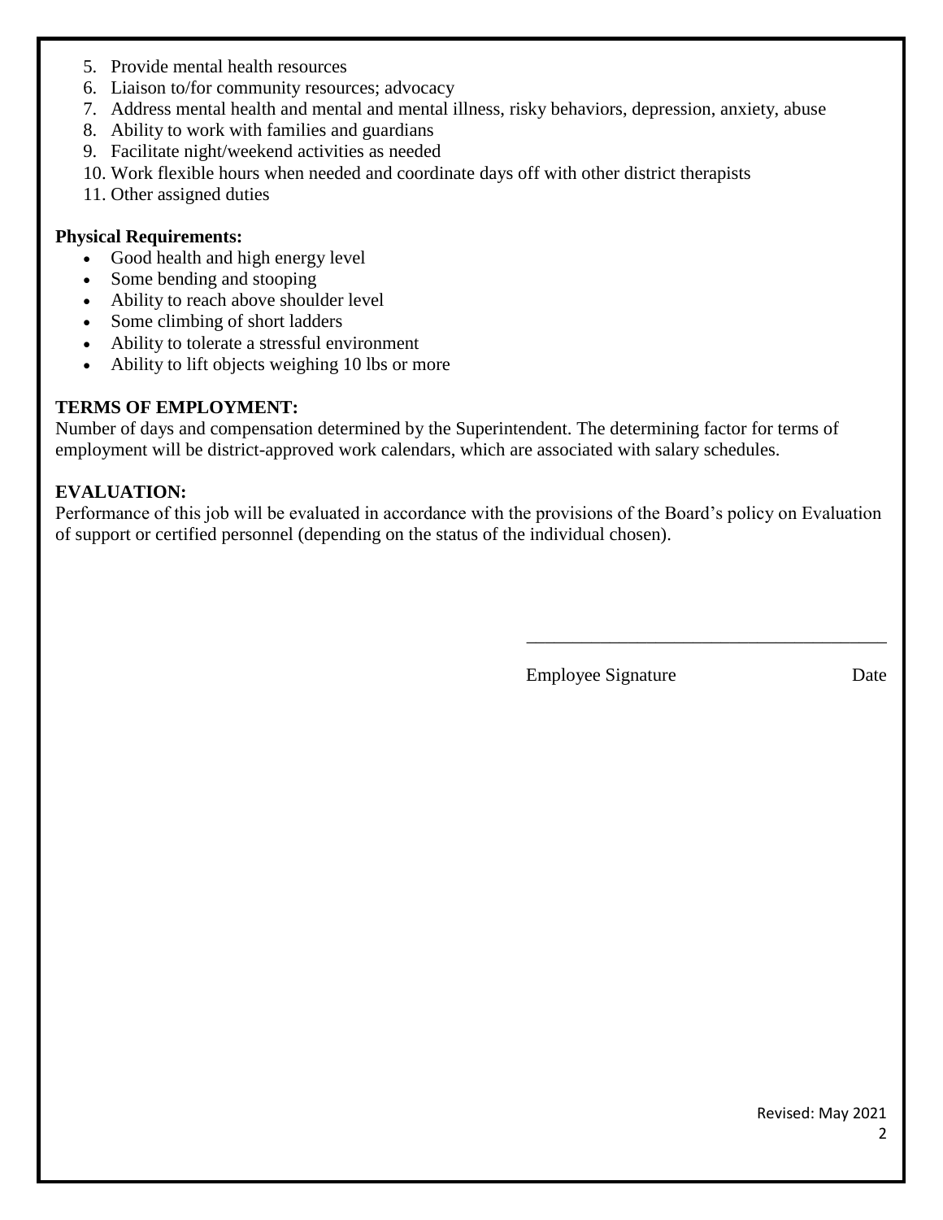5. Provide mental health resources
6. Liaison to/for community resources; advocacy
7. Address mental health and mental and mental illness, risky behaviors, depression, anxiety, abuse
8. Ability to work with families and guardians
9. Facilitate night/weekend activities as needed
10. Work flexible hours when needed and coordinate days off with other district therapists
11. Other assigned duties

**Physical Requirements:**

- Good health and high energy level
- Some bending and stooping
- Ability to reach above shoulder level
- Some climbing of short ladders
- Ability to tolerate a stressful environment
- Ability to lift objects weighing 10 lbs or more

**TERMS OF EMPLOYMENT:**

Number of days and compensation determined by the Superintendent. The determining factor for terms of employment will be district-approved work calendars, which are associated with salary schedules.

**EVALUATION:**

Performance of this job will be evaluated in accordance with the provisions of the Board's policy on Evaluation of support or certified personnel (depending on the status of the individual chosen).

_______________________________________

Employee Signature Date

Revised: May 2021